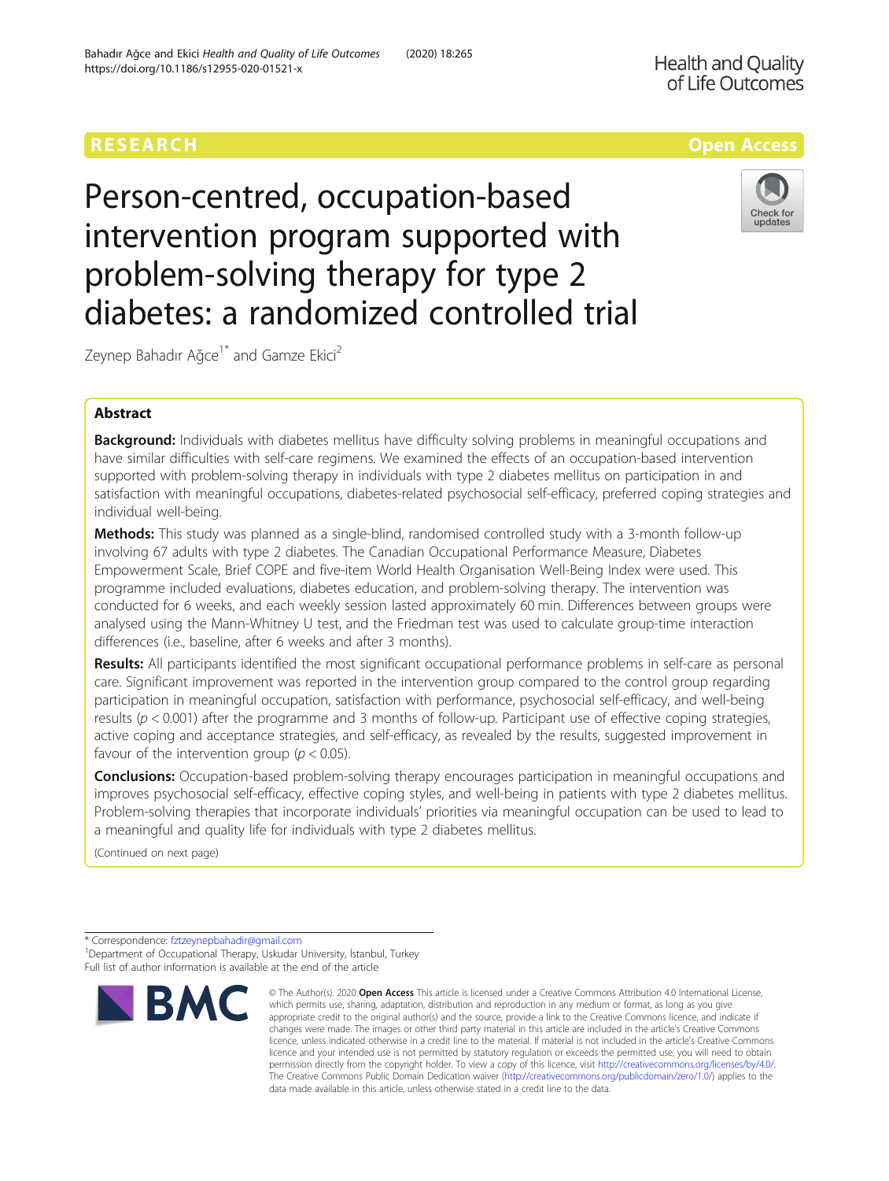RESEARCH

Open Access

# Person-centred, occupation-based intervention program supported with problem-solving therapy for type 2 diabetes: a randomized controlled trial

Zeynep Bahadır Ağce[1*] and Gamze Ekici[2]

## Abstract

**Background:** Individuals with diabetes mellitus have difficulty solving problems in meaningful occupations and have similar difficulties with self-care regimens. We examined the effects of an occupation-based intervention supported with problem-solving therapy in individuals with type 2 diabetes mellitus on participation in and satisfaction with meaningful occupations, diabetes-related psychosocial self-efficacy, preferred coping strategies and individual well-being.

**Methods:** This study was planned as a single-blind, randomised controlled study with a 3-month follow-up involving 67 adults with type 2 diabetes. The Canadian Occupational Performance Measure, Diabetes Empowerment Scale, Brief COPE and five-item World Health Organisation Well-Being Index were used. This programme included evaluations, diabetes education, and problem-solving therapy. The intervention was conducted for 6 weeks, and each weekly session lasted approximately 60 min. Differences between groups were analysed using the Mann-Whitney U test, and the Friedman test was used to calculate group-time interaction differences (i.e., baseline, after 6 weeks and after 3 months).

**Results:** All participants identified the most significant occupational performance problems in self-care as personal care. Significant improvement was reported in the intervention group compared to the control group regarding participation in meaningful occupation, satisfaction with performance, psychosocial self-efficacy, and well-being results ($p < 0.001$) after the programme and 3 months of follow-up. Participant use of effective coping strategies, active coping and acceptance strategies, and self-efficacy, as revealed by the results, suggested improvement in favour of the intervention group ($p < 0.05$).

**Conclusions:** Occupation-based problem-solving therapy encourages participation in meaningful occupations and improves psychosocial self-efficacy, effective coping styles, and well-being in patients with type 2 diabetes mellitus. Problem-solving therapies that incorporate individuals' priorities via meaningful occupation can be used to lead to a meaningful and quality life for individuals with type 2 diabetes mellitus.

(Continued on next page)

\* Correspondence: fztzeynepbahadir@gmail.com

[1]Department of Occupational Therapy, Uskudar University, İstanbul, Turkey

Full list of author information is available at the end of the article

© The Author(s). 2020 **Open Access** This article is licensed under a Creative Commons Attribution 4.0 International License, which permits use, sharing, adaptation, distribution and reproduction in any medium or format, as long as you give appropriate credit to the original author(s) and the source, provide a link to the Creative Commons licence, and indicate if changes were made. The images or other third party material in this article are included in the article's Creative Commons licence, unless indicated otherwise in a credit line to the material. If material is not included in the article's Creative Commons licence and your intended use is not permitted by statutory regulation or exceeds the permitted use, you will need to obtain permission directly from the copyright holder. To view a copy of this licence, visit http://creativecommons.org/licenses/by/4.0/. The Creative Commons Public Domain Dedication waiver (http://creativecommons.org/publicdomain/zero/1.0/) applies to the data made available in this article, unless otherwise stated in a credit line to the data.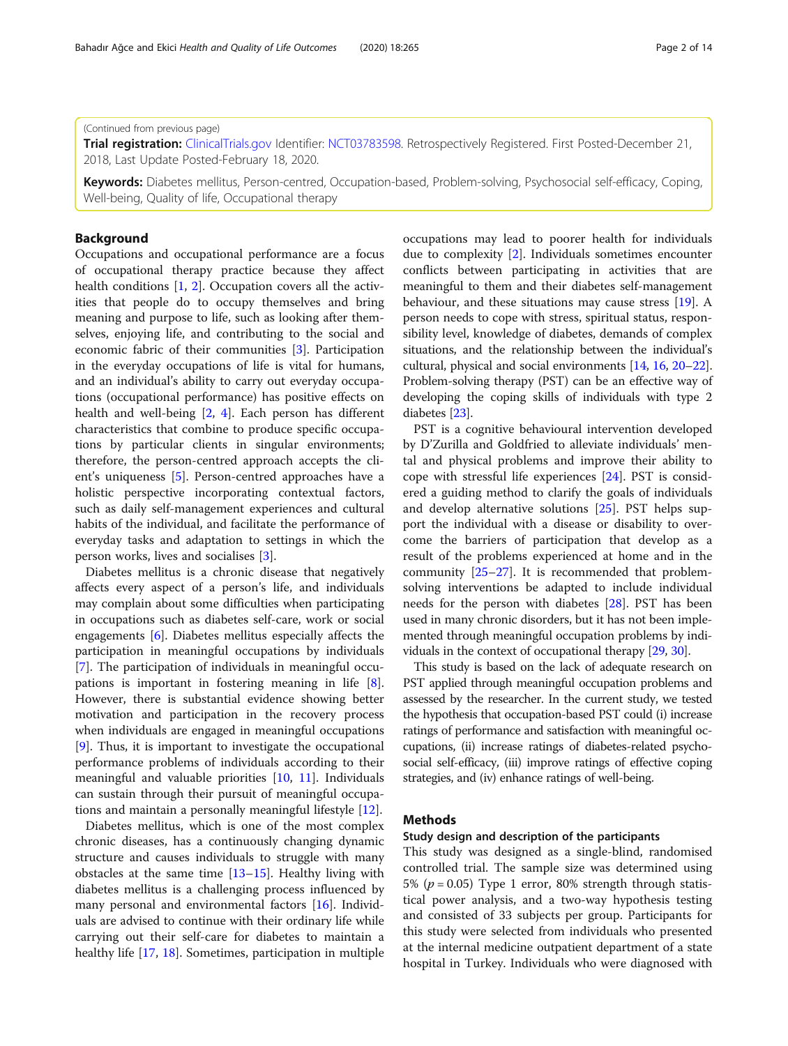(Continued from previous page)

**Trial registration:** ClinicalTrials.gov Identifier: NCT03783598. Retrospectively Registered. First Posted-December 21, 2018, Last Update Posted-February 18, 2020.

**Keywords:** Diabetes mellitus, Person-centred, Occupation-based, Problem-solving, Psychosocial self-efficacy, Coping, Well-being, Quality of life, Occupational therapy

## Background

Occupations and occupational performance are a focus of occupational therapy practice because they affect health conditions [1, 2]. Occupation covers all the activities that people do to occupy themselves and bring meaning and purpose to life, such as looking after themselves, enjoying life, and contributing to the social and economic fabric of their communities [3]. Participation in the everyday occupations of life is vital for humans, and an individual's ability to carry out everyday occupations (occupational performance) has positive effects on health and well-being [2, 4]. Each person has different characteristics that combine to produce specific occupations by particular clients in singular environments; therefore, the person-centred approach accepts the client's uniqueness [5]. Person-centred approaches have a holistic perspective incorporating contextual factors, such as daily self-management experiences and cultural habits of the individual, and facilitate the performance of everyday tasks and adaptation to settings in which the person works, lives and socialises [3].

Diabetes mellitus is a chronic disease that negatively affects every aspect of a person's life, and individuals may complain about some difficulties when participating in occupations such as diabetes self-care, work or social engagements [6]. Diabetes mellitus especially affects the participation in meaningful occupations by individuals [7]. The participation of individuals in meaningful occupations is important in fostering meaning in life [8]. However, there is substantial evidence showing better motivation and participation in the recovery process when individuals are engaged in meaningful occupations [9]. Thus, it is important to investigate the occupational performance problems of individuals according to their meaningful and valuable priorities [10, 11]. Individuals can sustain through their pursuit of meaningful occupations and maintain a personally meaningful lifestyle [12].

Diabetes mellitus, which is one of the most complex chronic diseases, has a continuously changing dynamic structure and causes individuals to struggle with many obstacles at the same time [13–15]. Healthy living with diabetes mellitus is a challenging process influenced by many personal and environmental factors [16]. Individuals are advised to continue with their ordinary life while carrying out their self-care for diabetes to maintain a healthy life [17, 18]. Sometimes, participation in multiple occupations may lead to poorer health for individuals due to complexity [2]. Individuals sometimes encounter conflicts between participating in activities that are meaningful to them and their diabetes self-management behaviour, and these situations may cause stress [19]. A person needs to cope with stress, spiritual status, responsibility level, knowledge of diabetes, demands of complex situations, and the relationship between the individual's cultural, physical and social environments [14, 16, 20–22]. Problem-solving therapy (PST) can be an effective way of developing the coping skills of individuals with type 2 diabetes [23].

PST is a cognitive behavioural intervention developed by D'Zurilla and Goldfried to alleviate individuals' mental and physical problems and improve their ability to cope with stressful life experiences [24]. PST is considered a guiding method to clarify the goals of individuals and develop alternative solutions [25]. PST helps support the individual with a disease or disability to overcome the barriers of participation that develop as a result of the problems experienced at home and in the community [25–27]. It is recommended that problem-solving interventions be adapted to include individual needs for the person with diabetes [28]. PST has been used in many chronic disorders, but it has not been implemented through meaningful occupation problems by individuals in the context of occupational therapy [29, 30].

This study is based on the lack of adequate research on PST applied through meaningful occupation problems and assessed by the researcher. In the current study, we tested the hypothesis that occupation-based PST could (i) increase ratings of performance and satisfaction with meaningful occupations, (ii) increase ratings of diabetes-related psychosocial self-efficacy, (iii) improve ratings of effective coping strategies, and (iv) enhance ratings of well-being.

## Methods

### Study design and description of the participants

This study was designed as a single-blind, randomised controlled trial. The sample size was determined using 5% ($p = 0.05$) Type 1 error, 80% strength through statistical power analysis, and a two-way hypothesis testing and consisted of 33 subjects per group. Participants for this study were selected from individuals who presented at the internal medicine outpatient department of a state hospital in Turkey. Individuals who were diagnosed with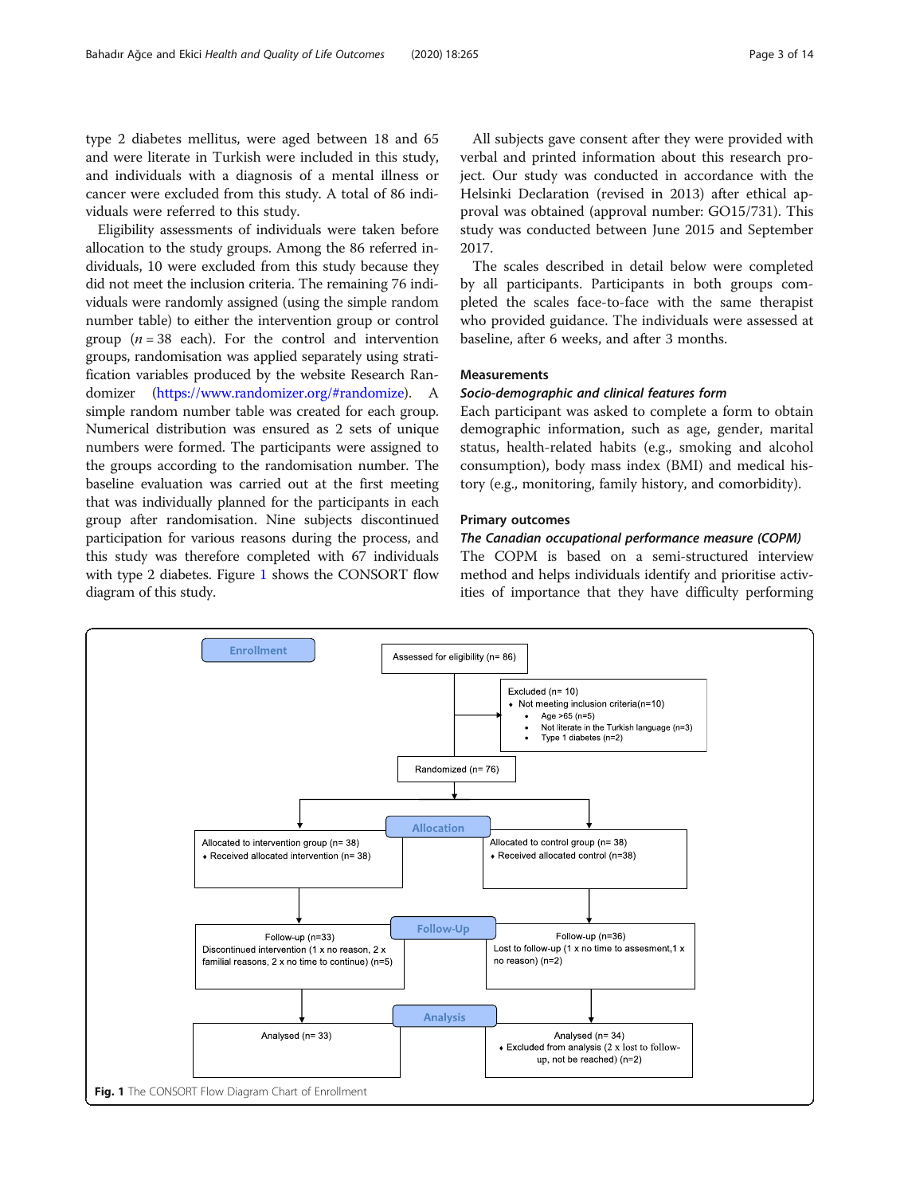type 2 diabetes mellitus, were aged between 18 and 65 and were literate in Turkish were included in this study, and individuals with a diagnosis of a mental illness or cancer were excluded from this study. A total of 86 individuals were referred to this study.

Eligibility assessments of individuals were taken before allocation to the study groups. Among the 86 referred individuals, 10 were excluded from this study because they did not meet the inclusion criteria. The remaining 76 individuals were randomly assigned (using the simple random number table) to either the intervention group or control group ($n = 38$ each). For the control and intervention groups, randomisation was applied separately using stratification variables produced by the website Research Randomizer (https://www.randomizer.org/#randomize). A simple random number table was created for each group. Numerical distribution was ensured as 2 sets of unique numbers were formed. The participants were assigned to the groups according to the randomisation number. The baseline evaluation was carried out at the first meeting that was individually planned for the participants in each group after randomisation. Nine subjects discontinued participation for various reasons during the process, and this study was therefore completed with 67 individuals with type 2 diabetes. Figure 1 shows the CONSORT flow diagram of this study.

All subjects gave consent after they were provided with verbal and printed information about this research project. Our study was conducted in accordance with the Helsinki Declaration (revised in 2013) after ethical approval was obtained (approval number: GO15/731). This study was conducted between June 2015 and September 2017.

The scales described in detail below were completed by all participants. Participants in both groups completed the scales face-to-face with the same therapist who provided guidance. The individuals were assessed at baseline, after 6 weeks, and after 3 months.

## Measurements

### *Socio-demographic and clinical features form*

Each participant was asked to complete a form to obtain demographic information, such as age, gender, marital status, health-related habits (e.g., smoking and alcohol consumption), body mass index (BMI) and medical history (e.g., monitoring, family history, and comorbidity).

## Primary outcomes

### *The Canadian occupational performance measure (COPM)*

The COPM is based on a semi-structured interview method and helps individuals identify and prioritise activities of importance that they have difficulty performing

**Enrollment**

Assessed for eligibility (n= 86)

Excluded (n= 10)
- Not meeting inclusion criteria(n=10)
  - Age >65 (n=5)
  - Not literate in the Turkish language (n=3)
  - Type 1 diabetes (n=2)

Randomized (n= 76)

**Allocation**

Allocated to intervention group (n= 38)
- Received allocated intervention (n= 38)

Allocated to control group (n= 38)
- Received allocated control (n=38)

**Follow-Up**

Follow-up (n=33)
Discontinued intervention (1 x no reason, 2 x familial reasons, 2 x no time to continue) (n=5)

Follow-up (n=36)
Lost to follow-up (1 x no time to assesment,1 x no reason) (n=2)

**Analysis**

Analysed (n= 33)

Analysed (n= 34)
- Excluded from analysis (2 x lost to follow-up, not be reached) (n=2)

**Fig. 1** The CONSORT Flow Diagram Chart of Enrollment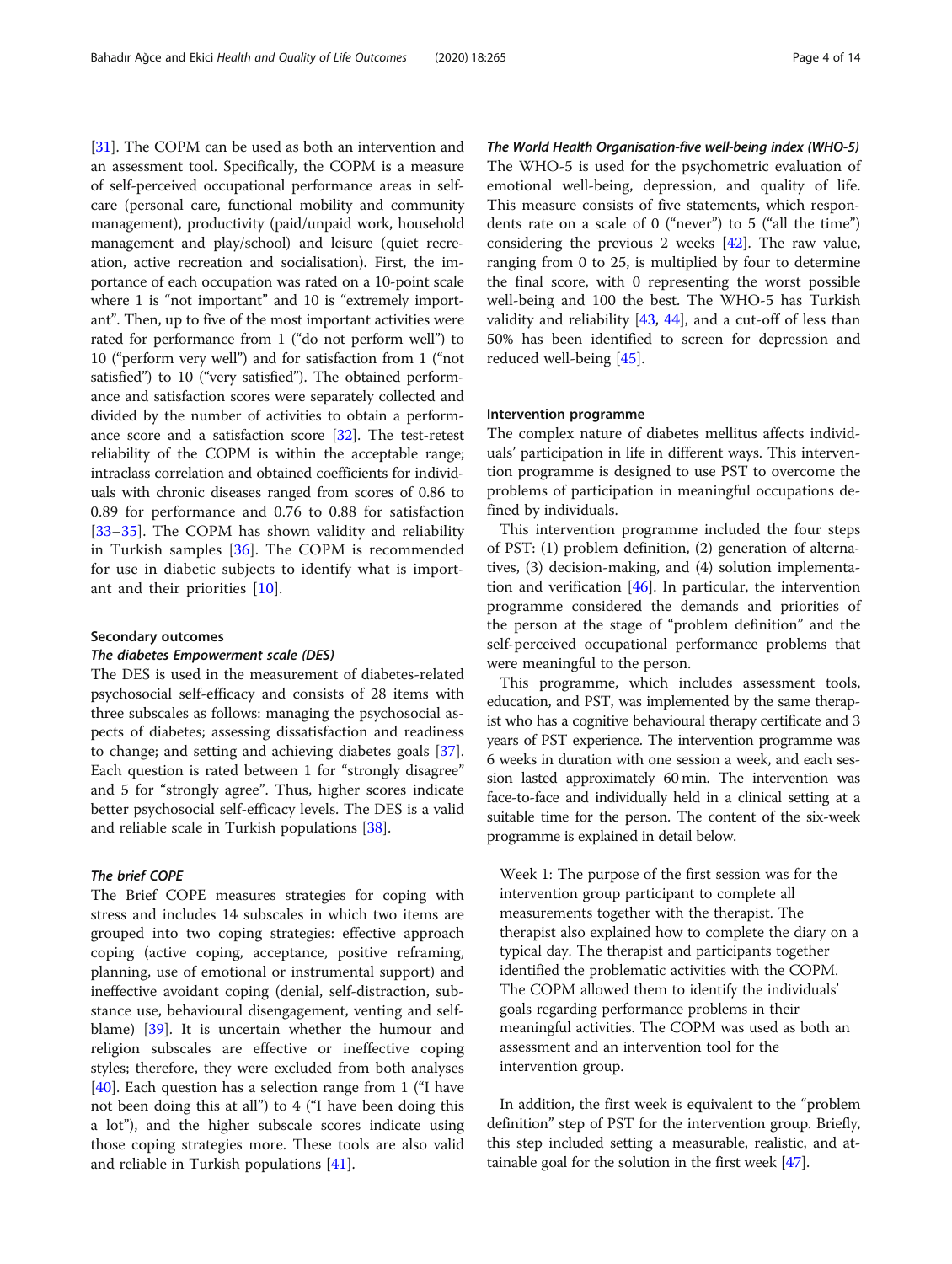[31]. The COPM can be used as both an intervention and an assessment tool. Specifically, the COPM is a measure of self-perceived occupational performance areas in self-care (personal care, functional mobility and community management), productivity (paid/unpaid work, household management and play/school) and leisure (quiet recreation, active recreation and socialisation). First, the importance of each occupation was rated on a 10-point scale where 1 is "not important" and 10 is "extremely important". Then, up to five of the most important activities were rated for performance from 1 ("do not perform well") to 10 ("perform very well") and for satisfaction from 1 ("not satisfied") to 10 ("very satisfied"). The obtained performance and satisfaction scores were separately collected and divided by the number of activities to obtain a performance score and a satisfaction score [32]. The test-retest reliability of the COPM is within the acceptable range; intraclass correlation and obtained coefficients for individuals with chronic diseases ranged from scores of 0.86 to 0.89 for performance and 0.76 to 0.88 for satisfaction [33–35]. The COPM has shown validity and reliability in Turkish samples [36]. The COPM is recommended for use in diabetic subjects to identify what is important and their priorities [10].

### Secondary outcomes

#### *The diabetes Empowerment scale (DES)*

The DES is used in the measurement of diabetes-related psychosocial self-efficacy and consists of 28 items with three subscales as follows: managing the psychosocial aspects of diabetes; assessing dissatisfaction and readiness to change; and setting and achieving diabetes goals [37]. Each question is rated between 1 for "strongly disagree" and 5 for "strongly agree". Thus, higher scores indicate better psychosocial self-efficacy levels. The DES is a valid and reliable scale in Turkish populations [38].

#### *The brief COPE*

The Brief COPE measures strategies for coping with stress and includes 14 subscales in which two items are grouped into two coping strategies: effective approach coping (active coping, acceptance, positive reframing, planning, use of emotional or instrumental support) and ineffective avoidant coping (denial, self-distraction, substance use, behavioural disengagement, venting and self-blame) [39]. It is uncertain whether the humour and religion subscales are effective or ineffective coping styles; therefore, they were excluded from both analyses [40]. Each question has a selection range from 1 ("I have not been doing this at all") to 4 ("I have been doing this a lot"), and the higher subscale scores indicate using those coping strategies more. These tools are also valid and reliable in Turkish populations [41].

#### *The World Health Organisation-five well-being index (WHO-5)*

The WHO-5 is used for the psychometric evaluation of emotional well-being, depression, and quality of life. This measure consists of five statements, which respondents rate on a scale of 0 ("never") to 5 ("all the time") considering the previous 2 weeks [42]. The raw value, ranging from 0 to 25, is multiplied by four to determine the final score, with 0 representing the worst possible well-being and 100 the best. The WHO-5 has Turkish validity and reliability [43, 44], and a cut-off of less than 50% has been identified to screen for depression and reduced well-being [45].

### Intervention programme

The complex nature of diabetes mellitus affects individuals' participation in life in different ways. This intervention programme is designed to use PST to overcome the problems of participation in meaningful occupations defined by individuals.

This intervention programme included the four steps of PST: (1) problem definition, (2) generation of alternatives, (3) decision-making, and (4) solution implementation and verification [46]. In particular, the intervention programme considered the demands and priorities of the person at the stage of "problem definition" and the self-perceived occupational performance problems that were meaningful to the person.

This programme, which includes assessment tools, education, and PST, was implemented by the same therapist who has a cognitive behavioural therapy certificate and 3 years of PST experience. The intervention programme was 6 weeks in duration with one session a week, and each session lasted approximately 60 min. The intervention was face-to-face and individually held in a clinical setting at a suitable time for the person. The content of the six-week programme is explained in detail below.

> Week 1: The purpose of the first session was for the intervention group participant to complete all measurements together with the therapist. The therapist also explained how to complete the diary on a typical day. The therapist and participants together identified the problematic activities with the COPM. The COPM allowed them to identify the individuals' goals regarding performance problems in their meaningful activities. The COPM was used as both an assessment and an intervention tool for the intervention group.

In addition, the first week is equivalent to the "problem definition" step of PST for the intervention group. Briefly, this step included setting a measurable, realistic, and attainable goal for the solution in the first week [47].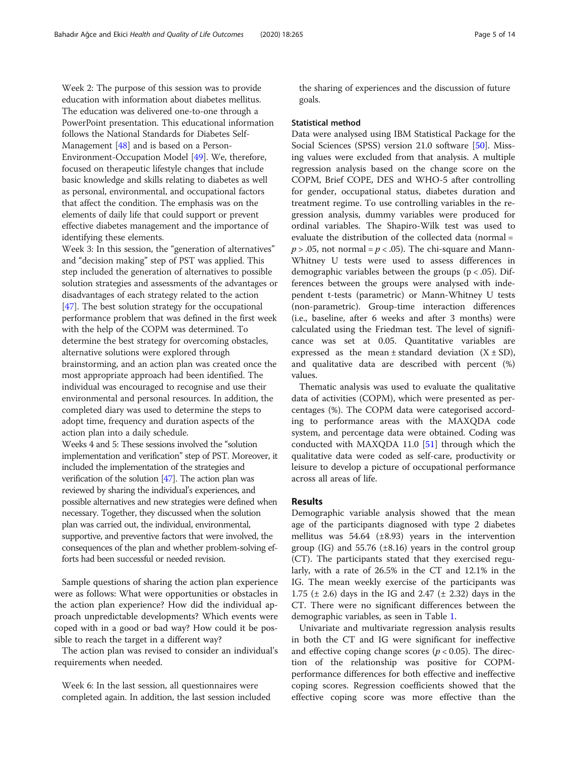Week 2: The purpose of this session was to provide education with information about diabetes mellitus. The education was delivered one-to-one through a PowerPoint presentation. This educational information follows the National Standards for Diabetes Self-Management [48] and is based on a Person-Environment-Occupation Model [49]. We, therefore, focused on therapeutic lifestyle changes that include basic knowledge and skills relating to diabetes as well as personal, environmental, and occupational factors that affect the condition. The emphasis was on the elements of daily life that could support or prevent effective diabetes management and the importance of identifying these elements.

Week 3: In this session, the "generation of alternatives" and "decision making" step of PST was applied. This step included the generation of alternatives to possible solution strategies and assessments of the advantages or disadvantages of each strategy related to the action [47]. The best solution strategy for the occupational performance problem that was defined in the first week with the help of the COPM was determined. To determine the best strategy for overcoming obstacles, alternative solutions were explored through brainstorming, and an action plan was created once the most appropriate approach had been identified. The individual was encouraged to recognise and use their environmental and personal resources. In addition, the completed diary was used to determine the steps to adopt time, frequency and duration aspects of the action plan into a daily schedule.

Weeks 4 and 5: These sessions involved the "solution implementation and verification" step of PST. Moreover, it included the implementation of the strategies and verification of the solution [47]. The action plan was reviewed by sharing the individual's experiences, and possible alternatives and new strategies were defined when necessary. Together, they discussed when the solution plan was carried out, the individual, environmental, supportive, and preventive factors that were involved, the consequences of the plan and whether problem-solving efforts had been successful or needed revision.

Sample questions of sharing the action plan experience were as follows: What were opportunities or obstacles in the action plan experience? How did the individual approach unpredictable developments? Which events were coped with in a good or bad way? How could it be possible to reach the target in a different way?

The action plan was revised to consider an individual's requirements when needed.

Week 6: In the last session, all questionnaires were completed again. In addition, the last session included the sharing of experiences and the discussion of future goals.

### Statistical method

Data were analysed using IBM Statistical Package for the Social Sciences (SPSS) version 21.0 software [50]. Missing values were excluded from that analysis. A multiple regression analysis based on the change score on the COPM, Brief COPE, DES and WHO-5 after controlling for gender, occupational status, diabetes duration and treatment regime. To use controlling variables in the regression analysis, dummy variables were produced for ordinal variables. The Shapiro-Wilk test was used to evaluate the distribution of the collected data (normal = $p > .05$, not normal = $p < .05$). The chi-square and Mann-Whitney U tests were used to assess differences in demographic variables between the groups ($p < .05$). Differences between the groups were analysed with independent t-tests (parametric) or Mann-Whitney U tests (non-parametric). Group-time interaction differences (i.e., baseline, after 6 weeks and after 3 months) were calculated using the Friedman test. The level of significance was set at 0.05. Quantitative variables are expressed as the mean ± standard deviation ($X \pm SD$), and qualitative data are described with percent (%) values.

Thematic analysis was used to evaluate the qualitative data of activities (COPM), which were presented as percentages (%). The COPM data were categorised according to performance areas with the MAXQDA code system, and percentage data were obtained. Coding was conducted with MAXQDA 11.0 [51] through which the qualitative data were coded as self-care, productivity or leisure to develop a picture of occupational performance across all areas of life.

## Results

Demographic variable analysis showed that the mean age of the participants diagnosed with type 2 diabetes mellitus was 54.64 (±8.93) years in the intervention group (IG) and 55.76 (±8.16) years in the control group (CT). The participants stated that they exercised regularly, with a rate of 26.5% in the CT and 12.1% in the IG. The mean weekly exercise of the participants was 1.75 (± 2.6) days in the IG and 2.47 (± 2.32) days in the CT. There were no significant differences between the demographic variables, as seen in Table 1.

Univariate and multivariate regression analysis results in both the CT and IG were significant for ineffective and effective coping change scores ($p < 0.05$). The direction of the relationship was positive for COPM-performance differences for both effective and ineffective coping scores. Regression coefficients showed that the effective coping score was more effective than the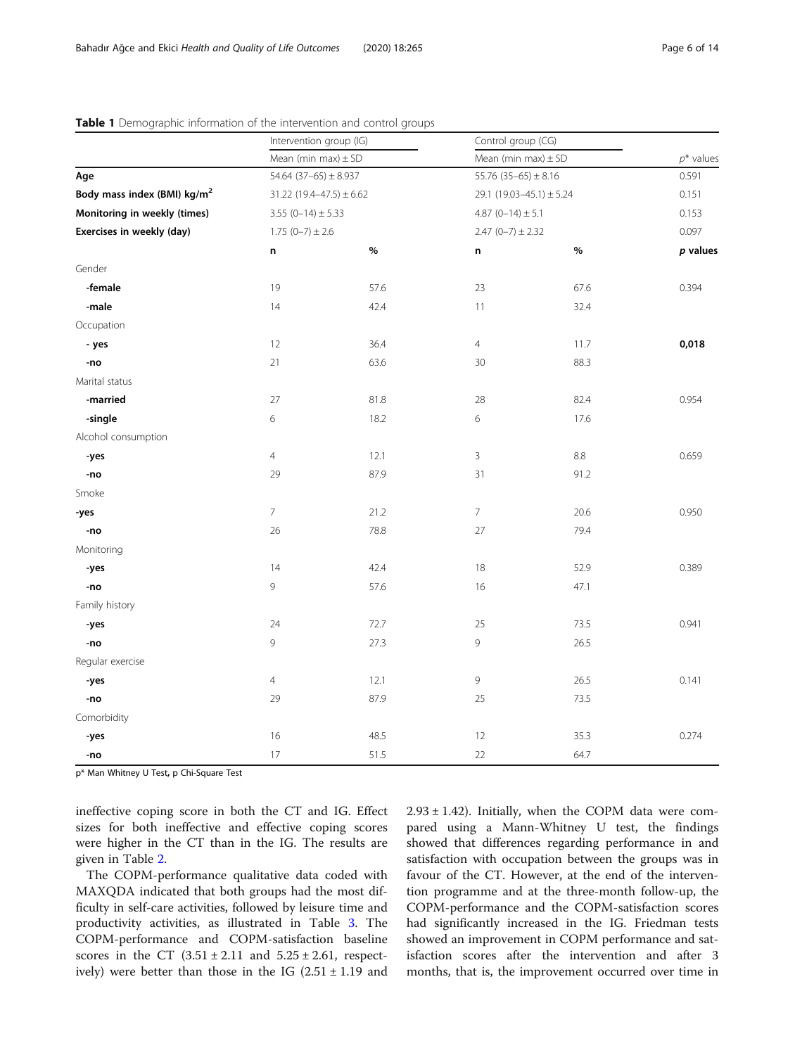**Table 1** Demographic information of the intervention and control groups

| | Intervention group (IG) | | Control group (CG) | | |
|---|---|---|---|---|---|
| | Mean (min max) ± SD | | Mean (min max) ± SD | | $p$* values |
| **Age** | 54.64 (37–65) ± 8.937 | | 55.76 (35–65) ± 8.16 | | 0.591 |
| **Body mass index (BMI) kg/m$^2$** | 31.22 (19.4–47.5) ± 6.62 | | 29.1 (19.03–45.1) ± 5.24 | | 0.151 |
| **Monitoring in weekly (times)** | 3.55 (0–14) ± 5.33 | | 4.87 (0–14) ± 5.1 | | 0.153 |
| **Exercises in weekly (day)** | 1.75 (0–7) ± 2.6 | | 2.47 (0–7) ± 2.32 | | 0.097 |
| | **n** | **%** | **n** | **%** | ***p* values** |
| Gender | | | | | |
| **-female** | 19 | 57.6 | 23 | 67.6 | 0.394 |
| **-male** | 14 | 42.4 | 11 | 32.4 | |
| Occupation | | | | | |
| **- yes** | 12 | 36.4 | 4 | 11.7 | **0,018** |
| **-no** | 21 | 63.6 | 30 | 88.3 | |
| Marital status | | | | | |
| **-married** | 27 | 81.8 | 28 | 82.4 | 0.954 |
| **-single** | 6 | 18.2 | 6 | 17.6 | |
| Alcohol consumption | | | | | |
| **-yes** | 4 | 12.1 | 3 | 8.8 | 0.659 |
| **-no** | 29 | 87.9 | 31 | 91.2 | |
| Smoke | | | | | |
| **-yes** | 7 | 21.2 | 7 | 20.6 | 0.950 |
| **-no** | 26 | 78.8 | 27 | 79.4 | |
| Monitoring | | | | | |
| **-yes** | 14 | 42.4 | 18 | 52.9 | 0.389 |
| **-no** | 9 | 57.6 | 16 | 47.1 | |
| Family history | | | | | |
| **-yes** | 24 | 72.7 | 25 | 73.5 | 0.941 |
| **-no** | 9 | 27.3 | 9 | 26.5 | |
| Regular exercise | | | | | |
| **-yes** | 4 | 12.1 | 9 | 26.5 | 0.141 |
| **-no** | 29 | 87.9 | 25 | 73.5 | |
| Comorbidity | | | | | |
| **-yes** | 16 | 48.5 | 12 | 35.3 | 0.274 |
| **-no** | 17 | 51.5 | 22 | 64.7 | |

p* Man Whitney U Test, p Chi-Square Test

ineffective coping score in both the CT and IG. Effect sizes for both ineffective and effective coping scores were higher in the CT than in the IG. The results are given in Table 2.

The COPM-performance qualitative data coded with MAXQDA indicated that both groups had the most difficulty in self-care activities, followed by leisure time and productivity activities, as illustrated in Table 3. The COPM-performance and COPM-satisfaction baseline scores in the CT (3.51 ± 2.11 and 5.25 ± 2.61, respectively) were better than those in the IG (2.51 ± 1.19 and 2.93 ± 1.42). Initially, when the COPM data were compared using a Mann-Whitney U test, the findings showed that differences regarding performance in and satisfaction with occupation between the groups was in favour of the CT. However, at the end of the intervention programme and at the three-month follow-up, the COPM-performance and the COPM-satisfaction scores had significantly increased in the IG. Friedman tests showed an improvement in COPM performance and satisfaction scores after the intervention and after 3 months, that is, the improvement occurred over time in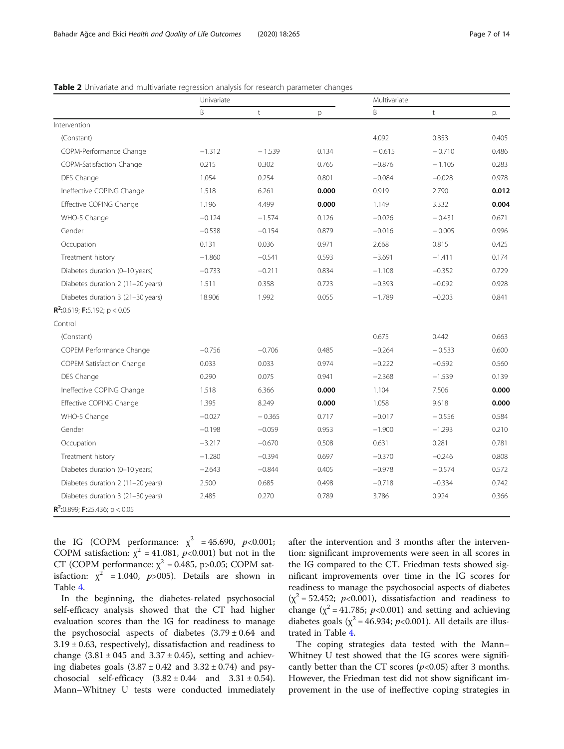**Table 2** Univariate and multivariate regression analysis for research parameter changes

| | Univariate | | | Multivariate | | |
|---|---|---|---|---|---|---|
| | B | t | p | B | t | p. |
| Intervention | | | | | | |
| (Constant) | | | | 4.092 | 0.853 | 0.405 |
| COPM-Performance Change | −1.312 | −1.539 | 0.134 | −0.615 | −0.710 | 0.486 |
| COPM-Satisfaction Change | 0.215 | 0.302 | 0.765 | −0.876 | −1.105 | 0.283 |
| DES Change | 1.054 | 0.254 | 0.801 | −0.084 | −0.028 | 0.978 |
| Ineffective COPING Change | 1.518 | 6.261 | **0.000** | 0.919 | 2.790 | **0.012** |
| Effective COPING Change | 1.196 | 4.499 | **0.000** | 1.149 | 3.332 | **0.004** |
| WHO-5 Change | −0.124 | −1.574 | 0.126 | −0.026 | −0.431 | 0.671 |
| Gender | −0.538 | −0.154 | 0.879 | −0.016 | −0.005 | 0.996 |
| Occupation | 0.131 | 0.036 | 0.971 | 2.668 | 0.815 | 0.425 |
| Treatment history | −1.860 | −0.541 | 0.593 | −3.691 | −1.411 | 0.174 |
| Diabetes duration (0–10 years) | −0.733 | −0.211 | 0.834 | −1.108 | −0.352 | 0.729 |
| Diabetes duration 2 (11–20 years) | 1.511 | 0.358 | 0.723 | −0.393 | −0.092 | 0.928 |
| Diabetes duration 3 (21–30 years) | 18.906 | 1.992 | 0.055 | −1.789 | −0.203 | 0.841 |
| **$R^2$:**0.619; **F:**5.192; $p < 0.05$ | | | | | | |
| Control | | | | | | |
| (Constant) | | | | 0.675 | 0.442 | 0.663 |
| COPEM Performance Change | −0.756 | −0.706 | 0.485 | −0.264 | −0.533 | 0.600 |
| COPEM Satisfaction Change | 0.033 | 0.033 | 0.974 | −0.222 | −0.592 | 0.560 |
| DES Change | 0.290 | 0.075 | 0.941 | −2.368 | −1.539 | 0.139 |
| Ineffective COPING Change | 1.518 | 6.366 | **0.000** | 1.104 | 7.506 | **0.000** |
| Effective COPING Change | 1.395 | 8.249 | **0.000** | 1.058 | 9.618 | **0.000** |
| WHO-5 Change | −0.027 | −0.365 | 0.717 | −0.017 | −0.556 | 0.584 |
| Gender | −0.198 | −0.059 | 0.953 | −1.900 | −1.293 | 0.210 |
| Occupation | −3.217 | −0.670 | 0.508 | 0.631 | 0.281 | 0.781 |
| Treatment history | −1.280 | −0.394 | 0.697 | −0.370 | −0.246 | 0.808 |
| Diabetes duration (0–10 years) | −2.643 | −0.844 | 0.405 | −0.978 | −0.574 | 0.572 |
| Diabetes duration 2 (11–20 years) | 2.500 | 0.685 | 0.498 | −0.718 | −0.334 | 0.742 |
| Diabetes duration 3 (21–30 years) | 2.485 | 0.270 | 0.789 | 3.786 | 0.924 | 0.366 |
| **$R^2$:**0.899; **F:**25.436; $p < 0.05$ | | | | | | |

the IG (COPM performance: $\chi^2 = 45.690$, $p<0.001$; COPM satisfaction: $\chi^2 = 41.081$, $p<0.001$) but not in the CT (COPM performance: $\chi^2 = 0.485$, p>0.05; COPM satisfaction: $\chi^2 = 1.040$, $p>005$). Details are shown in Table 4.

In the beginning, the diabetes-related psychosocial self-efficacy analysis showed that the CT had higher evaluation scores than the IG for readiness to manage the psychosocial aspects of diabetes (3.79 ± 0.64 and 3.19 ± 0.63, respectively), dissatisfaction and readiness to change (3.81 ± 045 and 3.37 ± 0.45), setting and achieving diabetes goals (3.87 ± 0.42 and 3.32 ± 0.74) and psychosocial self-efficacy (3.82 ± 0.44 and 3.31 ± 0.54). Mann–Whitney U tests were conducted immediately after the intervention and 3 months after the intervention: significant improvements were seen in all scores in the IG compared to the CT. Friedman tests showed significant improvements over time in the IG scores for readiness to manage the psychosocial aspects of diabetes ($\chi^2 = 52.452$; $p<0.001$), dissatisfaction and readiness to change ($\chi^2 = 41.785$; $p<0.001$) and setting and achieving diabetes goals ($\chi^2 = 46.934$; $p<0.001$). All details are illustrated in Table 4.

The coping strategies data tested with the Mann–Whitney U test showed that the IG scores were significantly better than the CT scores ($p<0.05$) after 3 months. However, the Friedman test did not show significant improvement in the use of ineffective coping strategies in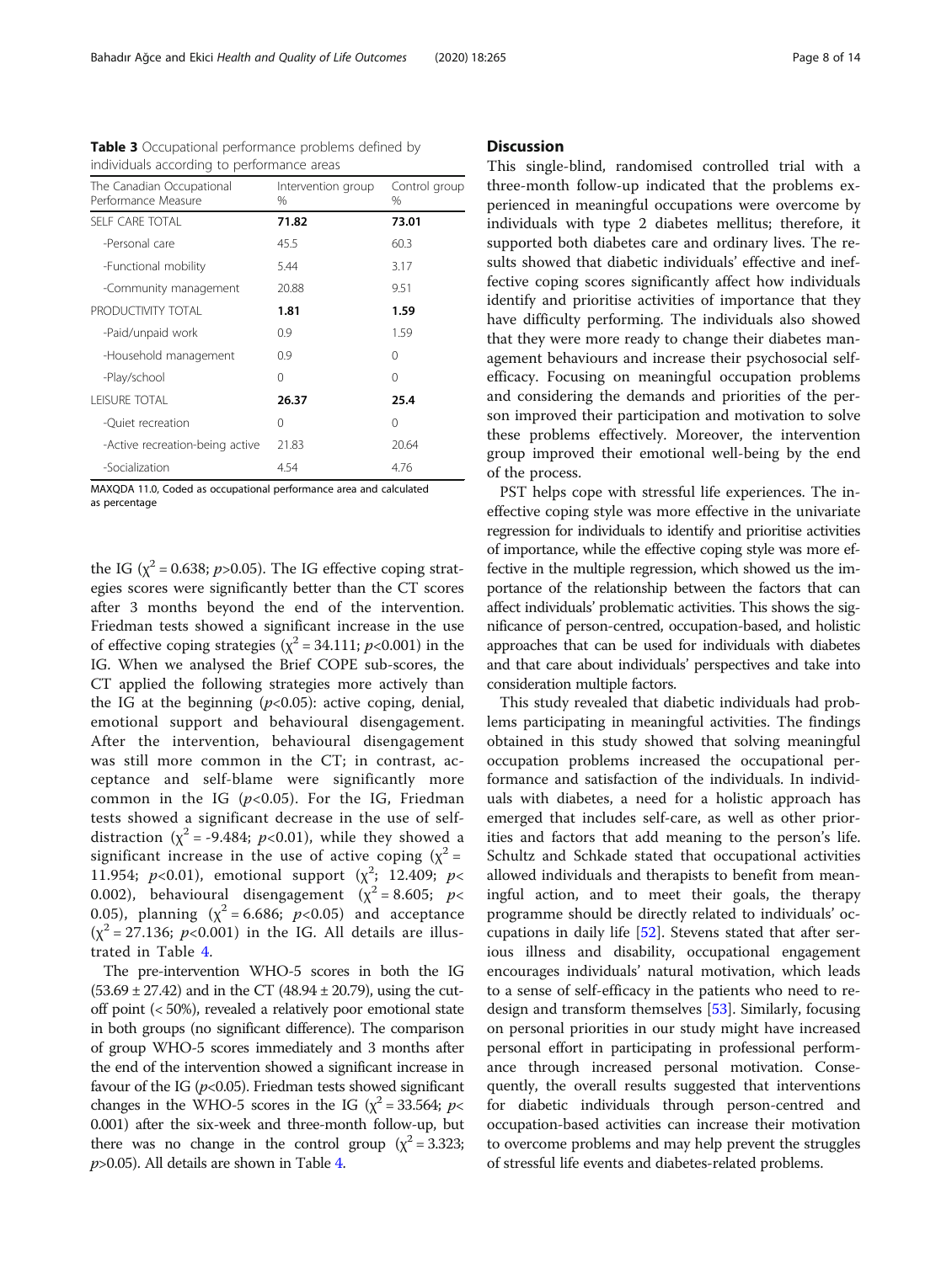**Table 3** Occupational performance problems defined by individuals according to performance areas

| The Canadian Occupational Performance Measure | Intervention group % | Control group % |
|---|---|---|
| SELF CARE TOTAL | **71.82** | **73.01** |
| -Personal care | 45.5 | 60.3 |
| -Functional mobility | 5.44 | 3.17 |
| -Community management | 20.88 | 9.51 |
| PRODUCTIVITY TOTAL | **1.81** | **1.59** |
| -Paid/unpaid work | 0.9 | 1.59 |
| -Household management | 0.9 | 0 |
| -Play/school | 0 | 0 |
| LEISURE TOTAL | **26.37** | **25.4** |
| -Quiet recreation | 0 | 0 |
| -Active recreation-being active | 21.83 | 20.64 |
| -Socialization | 4.54 | 4.76 |

MAXQDA 11.0, Coded as occupational performance area and calculated as percentage

the IG ($\chi^2 = 0.638$; $p>0.05$). The IG effective coping strategies scores were significantly better than the CT scores after 3 months beyond the end of the intervention. Friedman tests showed a significant increase in the use of effective coping strategies ($\chi^2 = 34.111$; $p<0.001$) in the IG. When we analysed the Brief COPE sub-scores, the CT applied the following strategies more actively than the IG at the beginning ($p<0.05$): active coping, denial, emotional support and behavioural disengagement. After the intervention, behavioural disengagement was still more common in the CT; in contrast, acceptance and self-blame were significantly more common in the IG ($p<0.05$). For the IG, Friedman tests showed a significant decrease in the use of self-distraction ($\chi^2 = -9.484$; $p<0.01$), while they showed a significant increase in the use of active coping ($\chi^2 = 11.954$; $p<0.01$), emotional support ($\chi^2$; 12.409; $p<0.002$), behavioural disengagement ($\chi^2 = 8.605$; $p<0.05$), planning ($\chi^2 = 6.686$; $p<0.05$) and acceptance ($\chi^2 = 27.136$; $p<0.001$) in the IG. All details are illustrated in Table 4.

The pre-intervention WHO-5 scores in both the IG ($53.69 \pm 27.42$) and in the CT ($48.94 \pm 20.79$), using the cut-off point (< 50%), revealed a relatively poor emotional state in both groups (no significant difference). The comparison of group WHO-5 scores immediately and 3 months after the end of the intervention showed a significant increase in favour of the IG ($p<0.05$). Friedman tests showed significant changes in the WHO-5 scores in the IG ($\chi^2 = 33.564$; $p<0.001$) after the six-week and three-month follow-up, but there was no change in the control group ($\chi^2 = 3.323$; $p>0.05$). All details are shown in Table 4.

## Discussion

This single-blind, randomised controlled trial with a three-month follow-up indicated that the problems experienced in meaningful occupations were overcome by individuals with type 2 diabetes mellitus; therefore, it supported both diabetes care and ordinary lives. The results showed that diabetic individuals' effective and ineffective coping scores significantly affect how individuals identify and prioritise activities of importance that they have difficulty performing. The individuals also showed that they were more ready to change their diabetes management behaviours and increase their psychosocial self-efficacy. Focusing on meaningful occupation problems and considering the demands and priorities of the person improved their participation and motivation to solve these problems effectively. Moreover, the intervention group improved their emotional well-being by the end of the process.

PST helps cope with stressful life experiences. The ineffective coping style was more effective in the univariate regression for individuals to identify and prioritise activities of importance, while the effective coping style was more effective in the multiple regression, which showed us the importance of the relationship between the factors that can affect individuals' problematic activities. This shows the significance of person-centred, occupation-based, and holistic approaches that can be used for individuals with diabetes and that care about individuals' perspectives and take into consideration multiple factors.

This study revealed that diabetic individuals had problems participating in meaningful activities. The findings obtained in this study showed that solving meaningful occupation problems increased the occupational performance and satisfaction of the individuals. In individuals with diabetes, a need for a holistic approach has emerged that includes self-care, as well as other priorities and factors that add meaning to the person's life. Schultz and Schkade stated that occupational activities allowed individuals and therapists to benefit from meaningful action, and to meet their goals, the therapy programme should be directly related to individuals' occupations in daily life [52]. Stevens stated that after serious illness and disability, occupational engagement encourages individuals' natural motivation, which leads to a sense of self-efficacy in the patients who need to redesign and transform themselves [53]. Similarly, focusing on personal priorities in our study might have increased personal effort in participating in professional performance through increased personal motivation. Consequently, the overall results suggested that interventions for diabetic individuals through person-centred and occupation-based activities can increase their motivation to overcome problems and may help prevent the struggles of stressful life events and diabetes-related problems.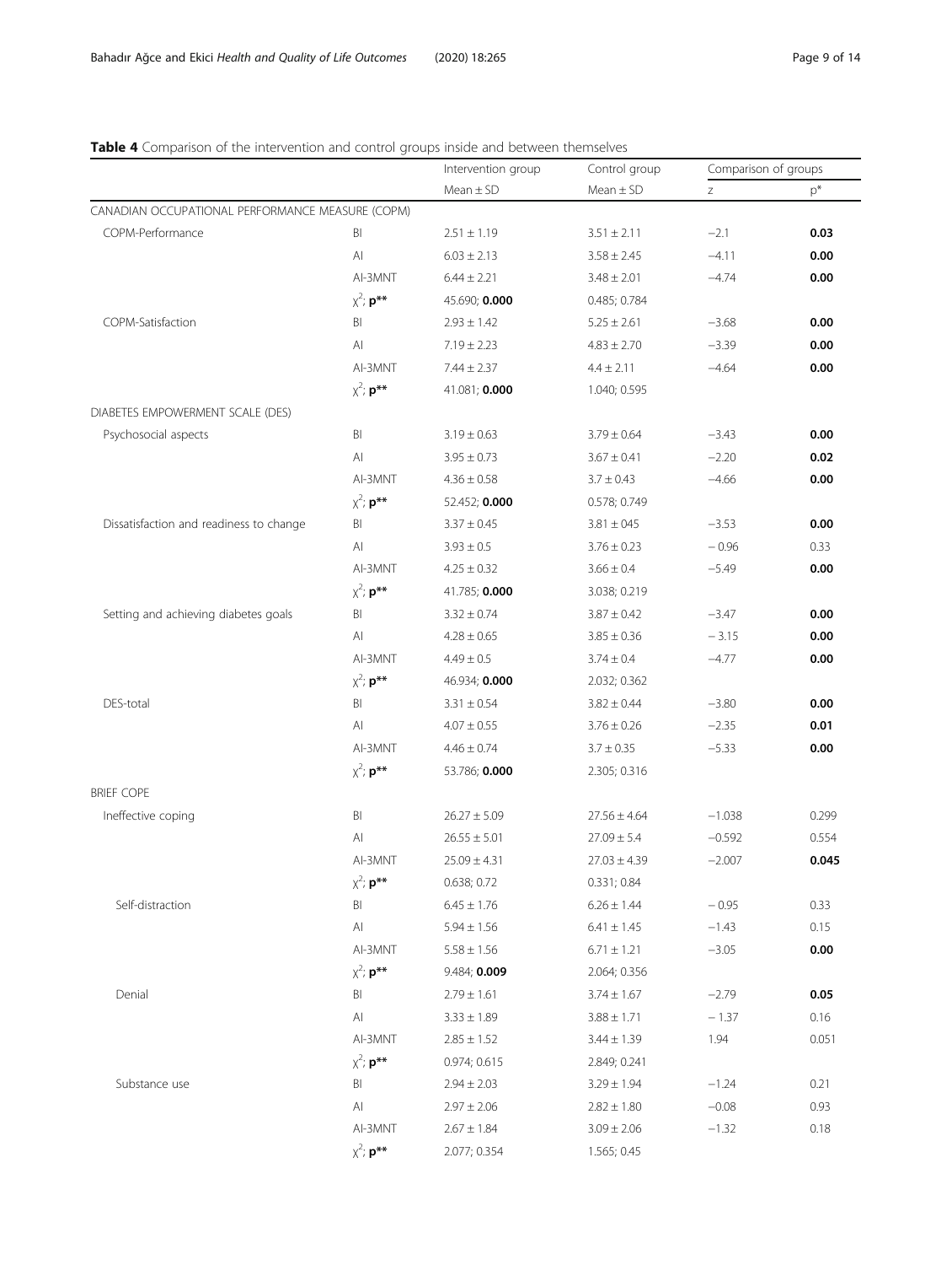**Table 4** Comparison of the intervention and control groups inside and between themselves

| | | Intervention group | Control group | Comparison of groups | |
|---|---|---|---|---|---|
| | | Mean ± SD | Mean ± SD | z | p* |
| CANADIAN OCCUPATIONAL PERFORMANCE MEASURE (COPM) | | | | | |
| COPM-Performance | BI | 2.51 ± 1.19 | 3.51 ± 2.11 | −2.1 | **0.03** |
| | AI | 6.03 ± 2.13 | 3.58 ± 2.45 | −4.11 | **0.00** |
| | AI-3MNT | 6.44 ± 2.21 | 3.48 ± 2.01 | −4.74 | **0.00** |
| | $\chi^2$; **p**** | 45.690; **0.000** | 0.485; 0.784 | | |
| COPM-Satisfaction | BI | 2.93 ± 1.42 | 5.25 ± 2.61 | −3.68 | **0.00** |
| | AI | 7.19 ± 2.23 | 4.83 ± 2.70 | −3.39 | **0.00** |
| | AI-3MNT | 7.44 ± 2.37 | 4.4 ± 2.11 | −4.64 | **0.00** |
| | $\chi^2$; **p**** | 41.081; **0.000** | 1.040; 0.595 | | |
| DIABETES EMPOWERMENT SCALE (DES) | | | | | |
| Psychosocial aspects | BI | 3.19 ± 0.63 | 3.79 ± 0.64 | −3.43 | **0.00** |
| | AI | 3.95 ± 0.73 | 3.67 ± 0.41 | −2.20 | **0.02** |
| | AI-3MNT | 4.36 ± 0.58 | 3.7 ± 0.43 | −4.66 | **0.00** |
| | $\chi^2$; **p**** | 52.452; **0.000** | 0.578; 0.749 | | |
| Dissatisfaction and readiness to change | BI | 3.37 ± 0.45 | 3.81 ± 045 | −3.53 | **0.00** |
| | AI | 3.93 ± 0.5 | 3.76 ± 0.23 | − 0.96 | 0.33 |
| | AI-3MNT | 4.25 ± 0.32 | 3.66 ± 0.4 | −5.49 | **0.00** |
| | $\chi^2$; **p**** | 41.785; **0.000** | 3.038; 0.219 | | |
| Setting and achieving diabetes goals | BI | 3.32 ± 0.74 | 3.87 ± 0.42 | −3.47 | **0.00** |
| | AI | 4.28 ± 0.65 | 3.85 ± 0.36 | − 3.15 | **0.00** |
| | AI-3MNT | 4.49 ± 0.5 | 3.74 ± 0.4 | −4.77 | **0.00** |
| | $\chi^2$; **p**** | 46.934; **0.000** | 2.032; 0.362 | | |
| DES-total | BI | 3.31 ± 0.54 | 3.82 ± 0.44 | −3.80 | **0.00** |
| | AI | 4.07 ± 0.55 | 3.76 ± 0.26 | −2.35 | **0.01** |
| | AI-3MNT | 4.46 ± 0.74 | 3.7 ± 0.35 | −5.33 | **0.00** |
| | $\chi^2$; **p**** | 53.786; **0.000** | 2.305; 0.316 | | |
| BRIEF COPE | | | | | |
| Ineffective coping | BI | 26.27 ± 5.09 | 27.56 ± 4.64 | −1.038 | 0.299 |
| | AI | 26.55 ± 5.01 | 27.09 ± 5.4 | −0.592 | 0.554 |
| | AI-3MNT | 25.09 ± 4.31 | 27.03 ± 4.39 | −2.007 | **0.045** |
| | $\chi^2$; **p**** | 0.638; 0.72 | 0.331; 0.84 | | |
| Self-distraction | BI | 6.45 ± 1.76 | 6.26 ± 1.44 | − 0.95 | 0.33 |
| | AI | 5.94 ± 1.56 | 6.41 ± 1.45 | −1.43 | 0.15 |
| | AI-3MNT | 5.58 ± 1.56 | 6.71 ± 1.21 | −3.05 | **0.00** |
| | $\chi^2$; **p**** | 9.484; **0.009** | 2.064; 0.356 | | |
| Denial | BI | 2.79 ± 1.61 | 3.74 ± 1.67 | −2.79 | **0.05** |
| | AI | 3.33 ± 1.89 | 3.88 ± 1.71 | − 1.37 | 0.16 |
| | AI-3MNT | 2.85 ± 1.52 | 3.44 ± 1.39 | 1.94 | 0.051 |
| | $\chi^2$; **p**** | 0.974; 0.615 | 2.849; 0.241 | | |
| Substance use | BI | 2.94 ± 2.03 | 3.29 ± 1.94 | −1.24 | 0.21 |
| | AI | 2.97 ± 2.06 | 2.82 ± 1.80 | −0.08 | 0.93 |
| | AI-3MNT | 2.67 ± 1.84 | 3.09 ± 2.06 | −1.32 | 0.18 |
| | $\chi^2$; **p**** | 2.077; 0.354 | 1.565; 0.45 | | |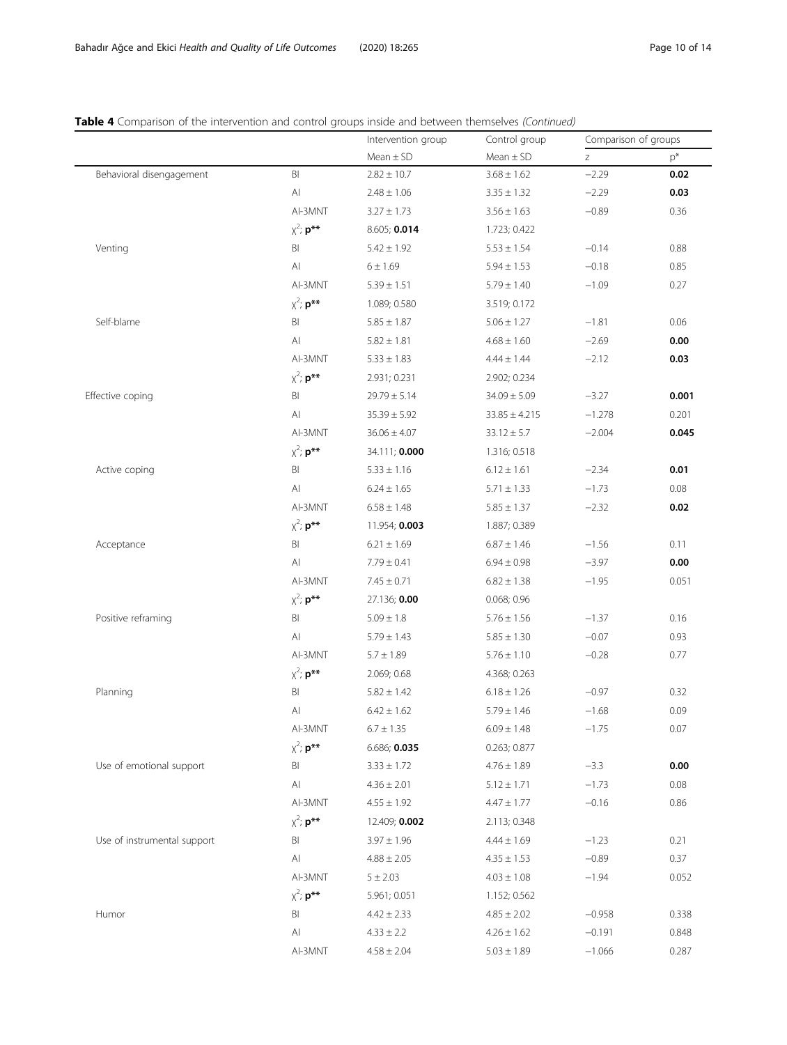**Table 4** Comparison of the intervention and control groups inside and between themselves *(Continued)*

| | | Intervention group | Control group | Comparison of groups | |
|---|---|---|---|---|---|
| | | Mean ± SD | Mean ± SD | z | p* |
| Behavioral disengagement | BI | 2.82 ± 10.7 | 3.68 ± 1.62 | −2.29 | **0.02** |
| | AI | 2.48 ± 1.06 | 3.35 ± 1.32 | −2.29 | **0.03** |
| | AI-3MNT | 3.27 ± 1.73 | 3.56 ± 1.63 | −0.89 | 0.36 |
| | $\chi^2$; **p**** | 8.605; **0.014** | 1.723; 0.422 | | |
| Venting | BI | 5.42 ± 1.92 | 5.53 ± 1.54 | −0.14 | 0.88 |
| | AI | 6 ± 1.69 | 5.94 ± 1.53 | −0.18 | 0.85 |
| | AI-3MNT | 5.39 ± 1.51 | 5.79 ± 1.40 | −1.09 | 0.27 |
| | $\chi^2$; **p**** | 1.089; 0.580 | 3.519; 0.172 | | |
| Self-blame | BI | 5.85 ± 1.87 | 5.06 ± 1.27 | −1.81 | 0.06 |
| | AI | 5.82 ± 1.81 | 4.68 ± 1.60 | −2.69 | **0.00** |
| | AI-3MNT | 5.33 ± 1.83 | 4.44 ± 1.44 | −2.12 | **0.03** |
| | $\chi^2$; **p**** | 2.931; 0.231 | 2.902; 0.234 | | |
| Effective coping | BI | 29.79 ± 5.14 | 34.09 ± 5.09 | −3.27 | **0.001** |
| | AI | 35.39 ± 5.92 | 33.85 ± 4.215 | −1.278 | 0.201 |
| | AI-3MNT | 36.06 ± 4.07 | 33.12 ± 5.7 | −2.004 | **0.045** |
| | $\chi^2$; **p**** | 34.111; **0.000** | 1.316; 0.518 | | |
| Active coping | BI | 5.33 ± 1.16 | 6.12 ± 1.61 | −2.34 | **0.01** |
| | AI | 6.24 ± 1.65 | 5.71 ± 1.33 | −1.73 | 0.08 |
| | AI-3MNT | 6.58 ± 1.48 | 5.85 ± 1.37 | −2.32 | **0.02** |
| | $\chi^2$; **p**** | 11.954; **0.003** | 1.887; 0.389 | | |
| Acceptance | BI | 6.21 ± 1.69 | 6.87 ± 1.46 | −1.56 | 0.11 |
| | AI | 7.79 ± 0.41 | 6.94 ± 0.98 | −3.97 | **0.00** |
| | AI-3MNT | 7.45 ± 0.71 | 6.82 ± 1.38 | −1.95 | 0.051 |
| | $\chi^2$; **p**** | 27.136; **0.00** | 0.068; 0.96 | | |
| Positive reframing | BI | 5.09 ± 1.8 | 5.76 ± 1.56 | −1.37 | 0.16 |
| | AI | 5.79 ± 1.43 | 5.85 ± 1.30 | −0.07 | 0.93 |
| | AI-3MNT | 5.7 ± 1.89 | 5.76 ± 1.10 | −0.28 | 0.77 |
| | $\chi^2$; **p**** | 2.069; 0.68 | 4.368; 0.263 | | |
| Planning | BI | 5.82 ± 1.42 | 6.18 ± 1.26 | −0.97 | 0.32 |
| | AI | 6.42 ± 1.62 | 5.79 ± 1.46 | −1.68 | 0.09 |
| | AI-3MNT | 6.7 ± 1.35 | 6.09 ± 1.48 | −1.75 | 0.07 |
| | $\chi^2$; **p**** | 6.686; **0.035** | 0.263; 0.877 | | |
| Use of emotional support | BI | 3.33 ± 1.72 | 4.76 ± 1.89 | −3.3 | **0.00** |
| | AI | 4.36 ± 2.01 | 5.12 ± 1.71 | −1.73 | 0.08 |
| | AI-3MNT | 4.55 ± 1.92 | 4.47 ± 1.77 | −0.16 | 0.86 |
| | $\chi^2$; **p**** | 12.409; **0.002** | 2.113; 0.348 | | |
| Use of instrumental support | BI | 3.97 ± 1.96 | 4.44 ± 1.69 | −1.23 | 0.21 |
| | AI | 4.88 ± 2.05 | 4.35 ± 1.53 | −0.89 | 0.37 |
| | AI-3MNT | 5 ± 2.03 | 4.03 ± 1.08 | −1.94 | 0.052 |
| | $\chi^2$; **p**** | 5.961; 0.051 | 1.152; 0.562 | | |
| Humor | BI | 4.42 ± 2.33 | 4.85 ± 2.02 | −0.958 | 0.338 |
| | AI | 4.33 ± 2.2 | 4.26 ± 1.62 | −0.191 | 0.848 |
| | AI-3MNT | 4.58 ± 2.04 | 5.03 ± 1.89 | −1.066 | 0.287 |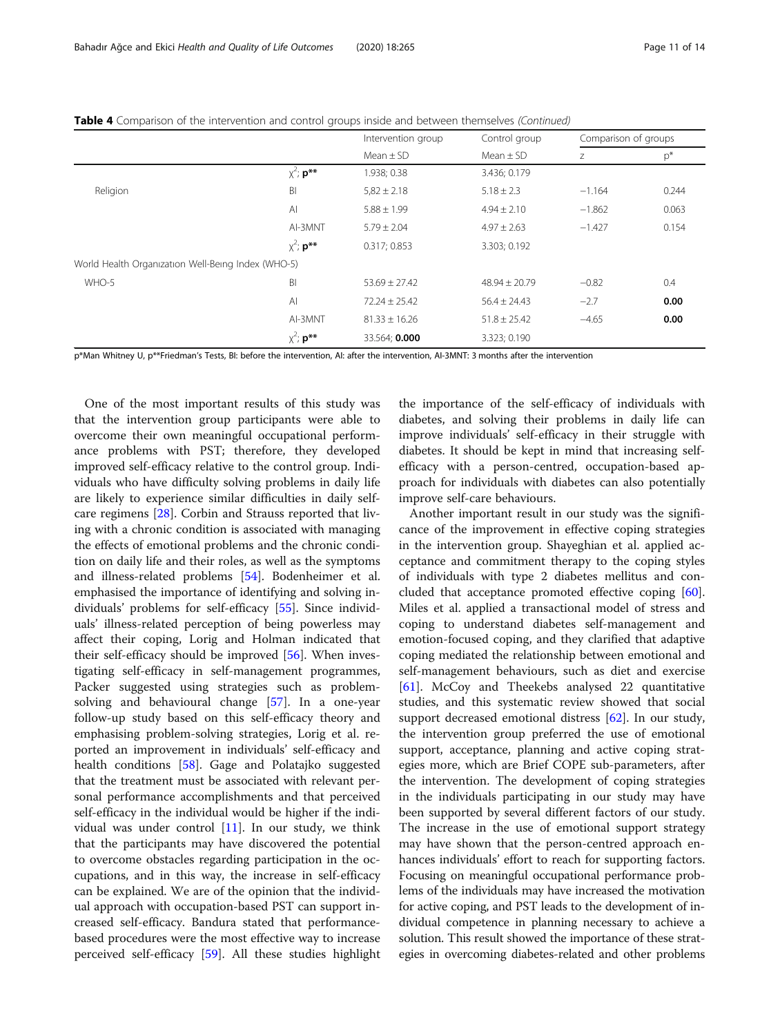**Table 4** Comparison of the intervention and control groups inside and between themselves *(Continued)*

| | | Intervention group | Control group | Comparison of groups | |
|---|---|---|---|---|---|
| | | Mean ± SD | Mean ± SD | z | p* |
| | $\chi^2$; **p**** | 1.938; 0.38 | 3.436; 0.179 | | |
| Religion | BI | 5,82 ± 2.18 | 5.18 ± 2.3 | −1.164 | 0.244 |
| | AI | 5.88 ± 1.99 | 4.94 ± 2.10 | −1.862 | 0.063 |
| | AI-3MNT | 5.79 ± 2.04 | 4.97 ± 2.63 | −1.427 | 0.154 |
| | $\chi^2$; **p**** | 0.317; 0.853 | 3.303; 0.192 | | |
| World Health Organization Well-Being Index (WHO-5) | | | | | |
| WHO-5 | BI | 53.69 ± 27.42 | 48.94 ± 20.79 | −0.82 | 0.4 |
| | AI | 72.24 ± 25.42 | 56.4 ± 24.43 | −2.7 | **0.00** |
| | AI-3MNT | 81.33 ± 16.26 | 51.8 ± 25.42 | −4.65 | **0.00** |
| | $\chi^2$; **p**** | 33.564; **0.000** | 3.323; 0.190 | | |

p*Man Whitney U, p**Friedman's Tests, BI: before the intervention, AI: after the intervention, AI-3MNT: 3 months after the intervention

One of the most important results of this study was that the intervention group participants were able to overcome their own meaningful occupational performance problems with PST; therefore, they developed improved self-efficacy relative to the control group. Individuals who have difficulty solving problems in daily life are likely to experience similar difficulties in daily self-care regimens [28]. Corbin and Strauss reported that living with a chronic condition is associated with managing the effects of emotional problems and the chronic condition on daily life and their roles, as well as the symptoms and illness-related problems [54]. Bodenheimer et al. emphasised the importance of identifying and solving individuals' problems for self-efficacy [55]. Since individuals' illness-related perception of being powerless may affect their coping, Lorig and Holman indicated that their self-efficacy should be improved [56]. When investigating self-efficacy in self-management programmes, Packer suggested using strategies such as problem-solving and behavioural change [57]. In a one-year follow-up study based on this self-efficacy theory and emphasising problem-solving strategies, Lorig et al. reported an improvement in individuals' self-efficacy and health conditions [58]. Gage and Polatajko suggested that the treatment must be associated with relevant personal performance accomplishments and that perceived self-efficacy in the individual would be higher if the individual was under control [11]. In our study, we think that the participants may have discovered the potential to overcome obstacles regarding participation in the occupations, and in this way, the increase in self-efficacy can be explained. We are of the opinion that the individual approach with occupation-based PST can support increased self-efficacy. Bandura stated that performance-based procedures were the most effective way to increase perceived self-efficacy [59]. All these studies highlight the importance of the self-efficacy of individuals with diabetes, and solving their problems in daily life can improve individuals' self-efficacy in their struggle with diabetes. It should be kept in mind that increasing self-efficacy with a person-centred, occupation-based approach for individuals with diabetes can also potentially improve self-care behaviours.

Another important result in our study was the significance of the improvement in effective coping strategies in the intervention group. Shayeghian et al. applied acceptance and commitment therapy to the coping styles of individuals with type 2 diabetes mellitus and concluded that acceptance promoted effective coping [60]. Miles et al. applied a transactional model of stress and coping to understand diabetes self-management and emotion-focused coping, and they clarified that adaptive coping mediated the relationship between emotional and self-management behaviours, such as diet and exercise [61]. McCoy and Theekebs analysed 22 quantitative studies, and this systematic review showed that social support decreased emotional distress [62]. In our study, the intervention group preferred the use of emotional support, acceptance, planning and active coping strategies more, which are Brief COPE sub-parameters, after the intervention. The development of coping strategies in the individuals participating in our study may have been supported by several different factors of our study. The increase in the use of emotional support strategy may have shown that the person-centred approach enhances individuals' effort to reach for supporting factors. Focusing on meaningful occupational performance problems of the individuals may have increased the motivation for active coping, and PST leads to the development of individual competence in planning necessary to achieve a solution. This result showed the importance of these strategies in overcoming diabetes-related and other problems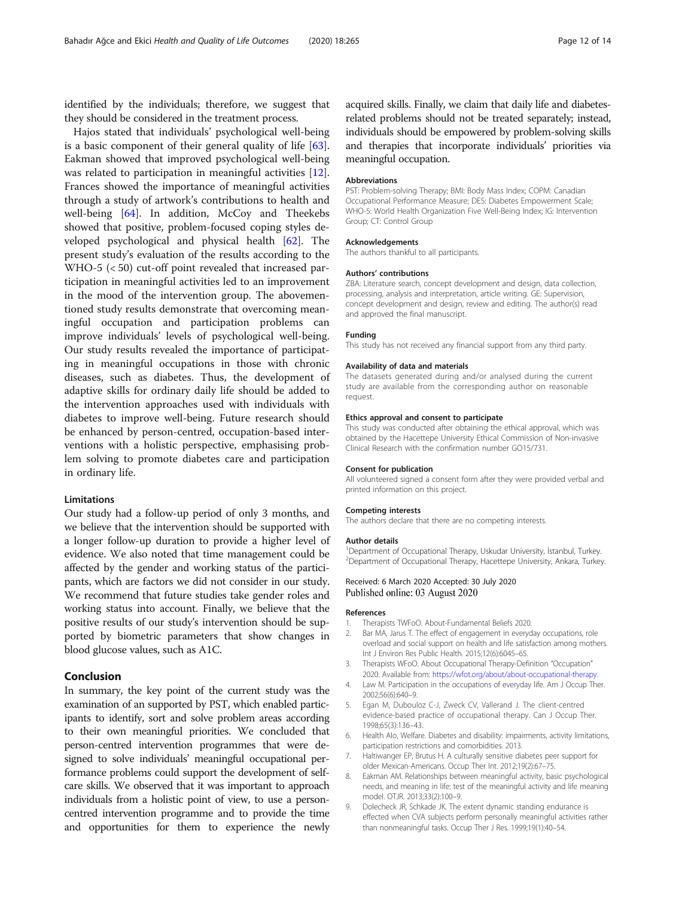identified by the individuals; therefore, we suggest that they should be considered in the treatment process.

Hajos stated that individuals' psychological well-being is a basic component of their general quality of life [63]. Eakman showed that improved psychological well-being was related to participation in meaningful activities [12]. Frances showed the importance of meaningful activities through a study of artwork's contributions to health and well-being [64]. In addition, McCoy and Theekebs showed that positive, problem-focused coping styles developed psychological and physical health [62]. The present study's evaluation of the results according to the WHO-5 (< 50) cut-off point revealed that increased participation in meaningful activities led to an improvement in the mood of the intervention group. The abovementioned study results demonstrate that overcoming meaningful occupation and participation problems can improve individuals' levels of psychological well-being. Our study results revealed the importance of participating in meaningful occupations in those with chronic diseases, such as diabetes. Thus, the development of adaptive skills for ordinary daily life should be added to the intervention approaches used with individuals with diabetes to improve well-being. Future research should be enhanced by person-centred, occupation-based interventions with a holistic perspective, emphasising problem solving to promote diabetes care and participation in ordinary life.

### Limitations

Our study had a follow-up period of only 3 months, and we believe that the intervention should be supported with a longer follow-up duration to provide a higher level of evidence. We also noted that time management could be affected by the gender and working status of the participants, which are factors we did not consider in our study. We recommend that future studies take gender roles and working status into account. Finally, we believe that the positive results of our study's intervention should be supported by biometric parameters that show changes in blood glucose values, such as A1C.

## Conclusion

In summary, the key point of the current study was the examination of an supported by PST, which enabled participants to identify, sort and solve problem areas according to their own meaningful priorities. We concluded that person-centred intervention programmes that were designed to solve individuals' meaningful occupational performance problems could support the development of self-care skills. We observed that it was important to approach individuals from a holistic point of view, to use a person-centred intervention programme and to provide the time and opportunities for them to experience the newly acquired skills. Finally, we claim that daily life and diabetes-related problems should not be treated separately; instead, individuals should be empowered by problem-solving skills and therapies that incorporate individuals' priorities via meaningful occupation.

#### Abbreviations

PST: Problem-solving Therapy; BMI: Body Mass Index; COPM: Canadian Occupational Performance Measure; DES: Diabetes Empowerment Scale; WHO-5: World Health Organization Five Well-Being Index; IG: Intervention Group; CT: Control Group

#### Acknowledgements

The authors thankful to all participants.

#### Authors' contributions

ZBA: Literature search, concept development and design, data collection, processing, analysis and interpretation, article writing. GE: Supervision, concept development and design, review and editing. The author(s) read and approved the final manuscript.

#### Funding

This study has not received any financial support from any third party.

#### Availability of data and materials

The datasets generated during and/or analysed during the current study are available from the corresponding author on reasonable request.

#### Ethics approval and consent to participate

This study was conducted after obtaining the ethical approval, which was obtained by the Hacettepe University Ethical Commission of Non-invasive Clinical Research with the confirmation number GO15/731.

#### Consent for publication

All volunteered signed a consent form after they were provided verbal and printed information on this project.

#### Competing interests

The authors declare that there are no competing interests.

#### Author details

[1]Department of Occupational Therapy, Uskudar University, İstanbul, Turkey. [2]Department of Occupational Therapy, Hacettepe University, Ankara, Turkey.

Received: 6 March 2020 Accepted: 30 July 2020
Published online: 03 August 2020

#### References

1. Therapists TWFoO. About-Fundamental Beliefs 2020.
2. Bar MA, Jarus T. The effect of engagement in everyday occupations, role overload and social support on health and life satisfaction among mothers. Int J Environ Res Public Health. 2015;12(6):6045–65.
3. Therapists WFoO. About Occupational Therapy-Definition "Occupation" 2020. Available from: https://wfot.org/about/about-occupational-therapy.
4. Law M. Participation in the occupations of everyday life. Am J Occup Ther. 2002;56(6):640–9.
5. Egan M, Dubouloz C-J, Zweck CV, Vallerand J. The client-centred evidence-based practice of occupational therapy. Can J Occup Ther. 1998;65(3):136–43.
6. Health Alo, Welfare. Diabetes and disability: impairments, activity limitations, participation restrictions and comorbidities. 2013.
7. Haltiwanger EP, Brutus H. A culturally sensitive diabetes peer support for older Mexican-Americans. Occup Ther Int. 2012;19(2):67–75.
8. Eakman AM. Relationships between meaningful activity, basic psychological needs, and meaning in life: test of the meaningful activity and life meaning model. OTJR. 2013;33(2):100–9.
9. Dolecheck JR, Schkade JK. The extent dynamic standing endurance is effected when CVA subjects perform personally meaningful activities rather than nonmeaningful tasks. Occup Ther J Res. 1999;19(1):40–54.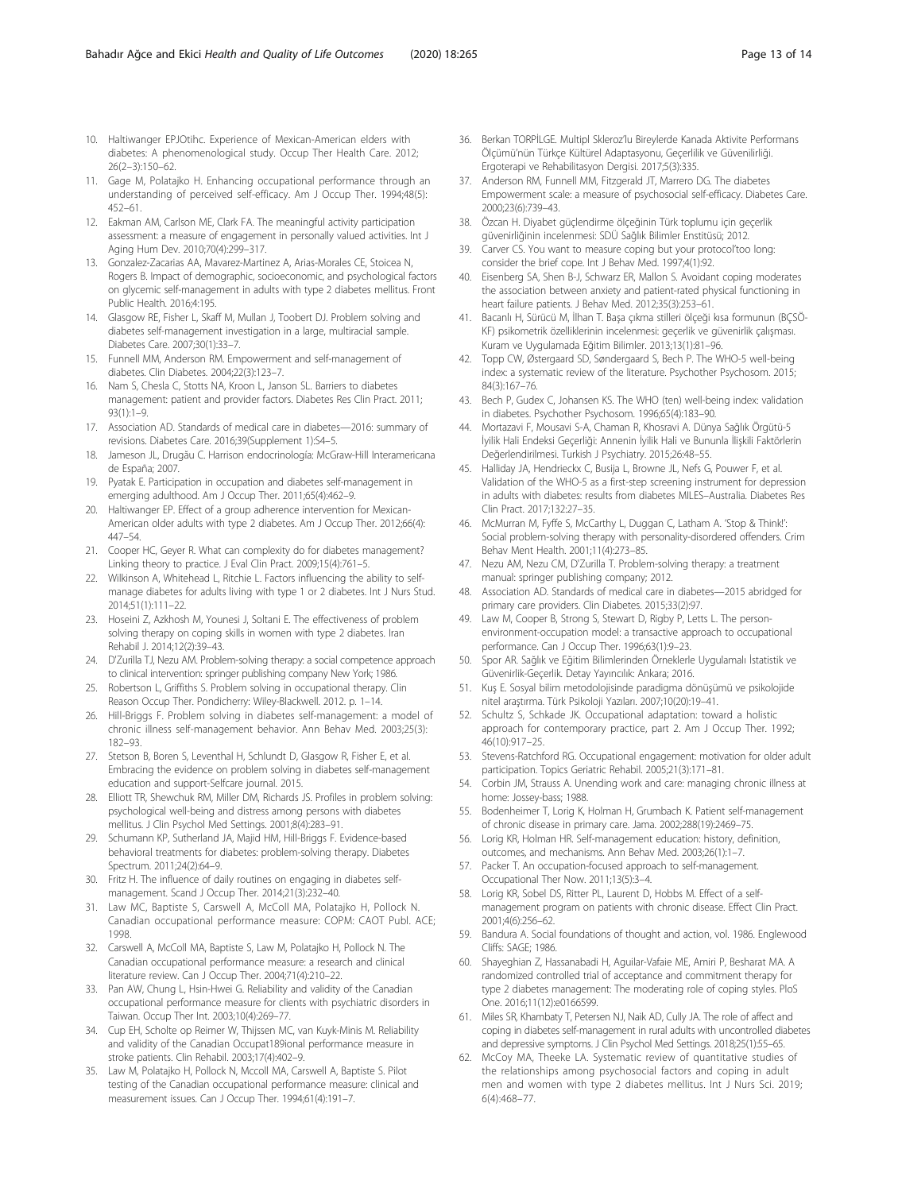10. Haltiwanger EPJOtihc. Experience of Mexican-American elders with diabetes: A phenomenological study. Occup Ther Health Care. 2012; 26(2–3):150–62.
11. Gage M, Polatajko H. Enhancing occupational performance through an understanding of perceived self-efficacy. Am J Occup Ther. 1994;48(5): 452–61.
12. Eakman AM, Carlson ME, Clark FA. The meaningful activity participation assessment: a measure of engagement in personally valued activities. Int J Aging Hum Dev. 2010;70(4):299–317.
13. Gonzalez-Zacarias AA, Mavarez-Martinez A, Arias-Morales CE, Stoicea N, Rogers B. Impact of demographic, socioeconomic, and psychological factors on glycemic self-management in adults with type 2 diabetes mellitus. Front Public Health. 2016;4:195.
14. Glasgow RE, Fisher L, Skaff M, Mullan J, Toobert DJ. Problem solving and diabetes self-management investigation in a large, multiracial sample. Diabetes Care. 2007;30(1):33–7.
15. Funnell MM, Anderson RM. Empowerment and self-management of diabetes. Clin Diabetes. 2004;22(3):123–7.
16. Nam S, Chesla C, Stotts NA, Kroon L, Janson SL. Barriers to diabetes management: patient and provider factors. Diabetes Res Clin Pract. 2011; 93(1):1–9.
17. Association AD. Standards of medical care in diabetes—2016: summary of revisions. Diabetes Care. 2016;39(Supplement 1):S4–5.
18. Jameson JL, Drugău C. Harrison endocrinología: McGraw-Hill Interamericana de España; 2007.
19. Pyatak E. Participation in occupation and diabetes self-management in emerging adulthood. Am J Occup Ther. 2011;65(4):462–9.
20. Haltiwanger EP. Effect of a group adherence intervention for Mexican-American older adults with type 2 diabetes. Am J Occup Ther. 2012;66(4): 447–54.
21. Cooper HC, Geyer R. What can complexity do for diabetes management? Linking theory to practice. J Eval Clin Pract. 2009;15(4):761–5.
22. Wilkinson A, Whitehead L, Ritchie L. Factors influencing the ability to self-manage diabetes for adults living with type 1 or 2 diabetes. Int J Nurs Stud. 2014;51(1):111–22.
23. Hoseini Z, Azkhosh M, Younesi J, Soltani E. The effectiveness of problem solving therapy on coping skills in women with type 2 diabetes. Iran Rehabil J. 2014;12(2):39–43.
24. D'Zurilla TJ, Nezu AM. Problem-solving therapy: a social competence approach to clinical intervention: springer publishing company New York; 1986.
25. Robertson L, Griffiths S. Problem solving in occupational therapy. Clin Reason Occup Ther. Pondicherry: Wiley-Blackwell. 2012. p. 1–14.
26. Hill-Briggs F. Problem solving in diabetes self-management: a model of chronic illness self-management behavior. Ann Behav Med. 2003;25(3): 182–93.
27. Stetson B, Boren S, Leventhal H, Schlundt D, Glasgow R, Fisher E, et al. Embracing the evidence on problem solving in diabetes self-management education and support-Selfcare journal. 2015.
28. Elliott TR, Shewchuk RM, Miller DM, Richards JS. Profiles in problem solving: psychological well-being and distress among persons with diabetes mellitus. J Clin Psychol Med Settings. 2001;8(4):283–91.
29. Schumann KP, Sutherland JA, Majid HM, Hill-Briggs F. Evidence-based behavioral treatments for diabetes: problem-solving therapy. Diabetes Spectrum. 2011;24(2):64–9.
30. Fritz H. The influence of daily routines on engaging in diabetes self-management. Scand J Occup Ther. 2014;21(3):232–40.
31. Law MC, Baptiste S, Carswell A, McColl MA, Polatajko H, Pollock N. Canadian occupational performance measure: COPM: CAOT Publ. ACE; 1998.
32. Carswell A, McColl MA, Baptiste S, Law M, Polatajko H, Pollock N. The Canadian occupational performance measure: a research and clinical literature review. Can J Occup Ther. 2004;71(4):210–22.
33. Pan AW, Chung L, Hsin-Hwei G. Reliability and validity of the Canadian occupational performance measure for clients with psychiatric disorders in Taiwan. Occup Ther Int. 2003;10(4):269–77.
34. Cup EH, Scholte op Reimer W, Thijssen MC, van Kuyk-Minis M. Reliability and validity of the Canadian Occupat189ional performance measure in stroke patients. Clin Rehabil. 2003;17(4):402–9.
35. Law M, Polatajko H, Pollock N, Mccoll MA, Carswell A, Baptiste S. Pilot testing of the Canadian occupational performance measure: clinical and measurement issues. Can J Occup Ther. 1994;61(4):191–7.
36. Berkan TORPİLGE. Multipl Skleroz'lu Bireylerde Kanada Aktivite Performans Ölçümü'nün Türkçe Kültürel Adaptasyonu, Geçerlilik ve Güvenilirliği. Ergoterapi ve Rehabilitasyon Dergisi. 2017;5(3):335.
37. Anderson RM, Funnell MM, Fitzgerald JT, Marrero DG. The diabetes Empowerment scale: a measure of psychosocial self-efficacy. Diabetes Care. 2000;23(6):739–43.
38. Özcan H. Diyabet güçlendirme ölçeğinin Türk toplumu için geçerlik güvenirliğinin incelenmesi: SDÜ Sağlık Bilimler Enstitüsü; 2012.
39. Carver CS. You want to measure coping but your protocol'too long: consider the brief cope. Int J Behav Med. 1997;4(1):92.
40. Eisenberg SA, Shen B-J, Schwarz ER, Mallon S. Avoidant coping moderates the association between anxiety and patient-rated physical functioning in heart failure patients. J Behav Med. 2012;35(3):253–61.
41. Bacanlı H, Sürücü M, İlhan T. Başa çıkma stilleri ölçeği kısa formunun (BÇSÖ-KF) psikometrik özelliklerinin incelenmesi: geçerlik ve güvenirlik çalışması. Kuram ve Uygulamada Eğitim Bilimler. 2013;13(1):81–96.
42. Topp CW, Østergaard SD, Søndergaard S, Bech P. The WHO-5 well-being index: a systematic review of the literature. Psychother Psychosom. 2015; 84(3):167–76.
43. Bech P, Gudex C, Johansen KS. The WHO (ten) well-being index: validation in diabetes. Psychother Psychosom. 1996;65(4):183–90.
44. Mortazavi F, Mousavi S-A, Chaman R, Khosravi A. Dünya Sağlık Örgütü-5 İyilik Hali Endeksi Geçerliği: Annenin İyilik Hali ve Bununla İlişkili Faktörlerin Değerlendirilmesi. Turkish J Psychiatry. 2015;26:48–55.
45. Halliday JA, Hendrieckx C, Busija L, Browne JL, Nefs G, Pouwer F, et al. Validation of the WHO-5 as a first-step screening instrument for depression in adults with diabetes: results from diabetes MILES–Australia. Diabetes Res Clin Pract. 2017;132:27–35.
46. McMurran M, Fyffe S, McCarthy L, Duggan C, Latham A. 'Stop & Think!': Social problem-solving therapy with personality-disordered offenders. Crim Behav Ment Health. 2001;11(4):273–85.
47. Nezu AM, Nezu CM, D'Zurilla T. Problem-solving therapy: a treatment manual: springer publishing company; 2012.
48. Association AD. Standards of medical care in diabetes—2015 abridged for primary care providers. Clin Diabetes. 2015;33(2):97.
49. Law M, Cooper B, Strong S, Stewart D, Rigby P, Letts L. The person-environment-occupation model: a transactive approach to occupational performance. Can J Occup Ther. 1996;63(1):9–23.
50. Spor AR. Sağlık ve Eğitim Bilimlerinden Örneklerle Uygulamalı İstatistik ve Güvenirlik-Geçerlik. Detay Yayıncılık: Ankara; 2016.
51. Kuş E. Sosyal bilim metodolojisinde paradigma dönüşümü ve psikolojide nitel araştırma. Türk Psikoloji Yazıları. 2007;10(20):19–41.
52. Schultz S, Schkade JK. Occupational adaptation: toward a holistic approach for contemporary practice, part 2. Am J Occup Ther. 1992; 46(10):917–25.
53. Stevens-Ratchford RG. Occupational engagement: motivation for older adult participation. Topics Geriatric Rehabil. 2005;21(3):171–81.
54. Corbin JM, Strauss A. Unending work and care: managing chronic illness at home: Jossey-bass; 1988.
55. Bodenheimer T, Lorig K, Holman H, Grumbach K. Patient self-management of chronic disease in primary care. Jama. 2002;288(19):2469–75.
56. Lorig KR, Holman HR. Self-management education: history, definition, outcomes, and mechanisms. Ann Behav Med. 2003;26(1):1–7.
57. Packer T. An occupation-focused approach to self-management. Occupational Ther Now. 2011;13(5):3–4.
58. Lorig KR, Sobel DS, Ritter PL, Laurent D, Hobbs M. Effect of a self-management program on patients with chronic disease. Effect Clin Pract. 2001;4(6):256–62.
59. Bandura A. Social foundations of thought and action, vol. 1986. Englewood Cliffs: SAGE; 1986.
60. Shayeghian Z, Hassanabadi H, Aguilar-Vafaie ME, Amiri P, Besharat MA. A randomized controlled trial of acceptance and commitment therapy for type 2 diabetes management: The moderating role of coping styles. PloS One. 2016;11(12):e0166599.
61. Miles SR, Khambaty T, Petersen NJ, Naik AD, Cully JA. The role of affect and coping in diabetes self-management in rural adults with uncontrolled diabetes and depressive symptoms. J Clin Psychol Med Settings. 2018;25(1):55–65.
62. McCoy MA, Theeke LA. Systematic review of quantitative studies of the relationships among psychosocial factors and coping in adult men and women with type 2 diabetes mellitus. Int J Nurs Sci. 2019; 6(4):468–77.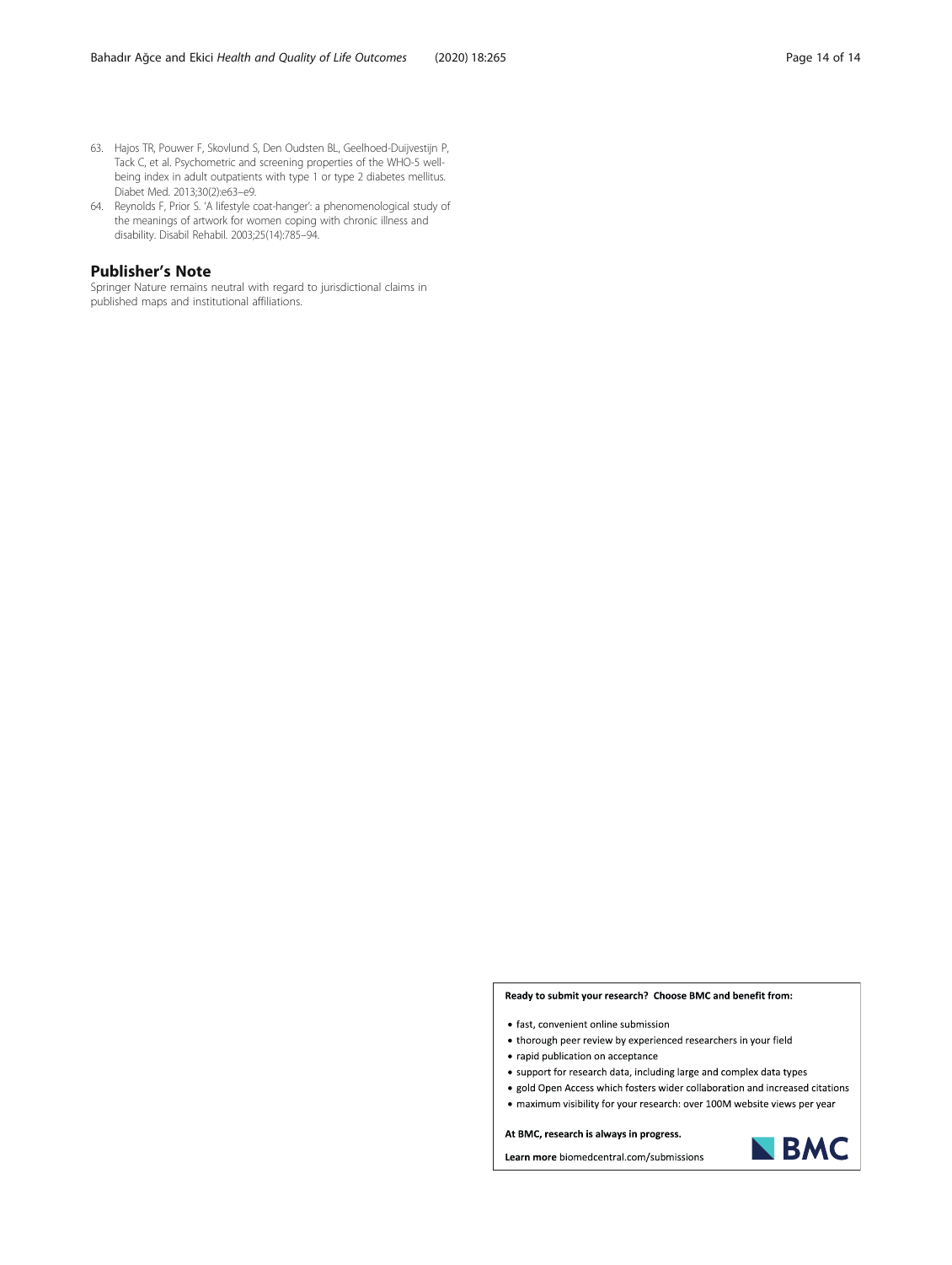63. Hajos TR, Pouwer F, Skovlund S, Den Oudsten BL, Geelhoed-Duijvestijn P, Tack C, et al. Psychometric and screening properties of the WHO-5 well-being index in adult outpatients with type 1 or type 2 diabetes mellitus. Diabet Med. 2013;30(2):e63–e9.
64. Reynolds F, Prior S. 'A lifestyle coat-hanger': a phenomenological study of the meanings of artwork for women coping with chronic illness and disability. Disabil Rehabil. 2003;25(14):785–94.

## Publisher's Note

Springer Nature remains neutral with regard to jurisdictional claims in published maps and institutional affiliations.

**Ready to submit your research? Choose BMC and benefit from:**

- fast, convenient online submission
- thorough peer review by experienced researchers in your field
- rapid publication on acceptance
- support for research data, including large and complex data types
- gold Open Access which fosters wider collaboration and increased citations
- maximum visibility for your research: over 100M website views per year

**At BMC, research is always in progress.**

**Learn more** biomedcentral.com/submissions

BMC